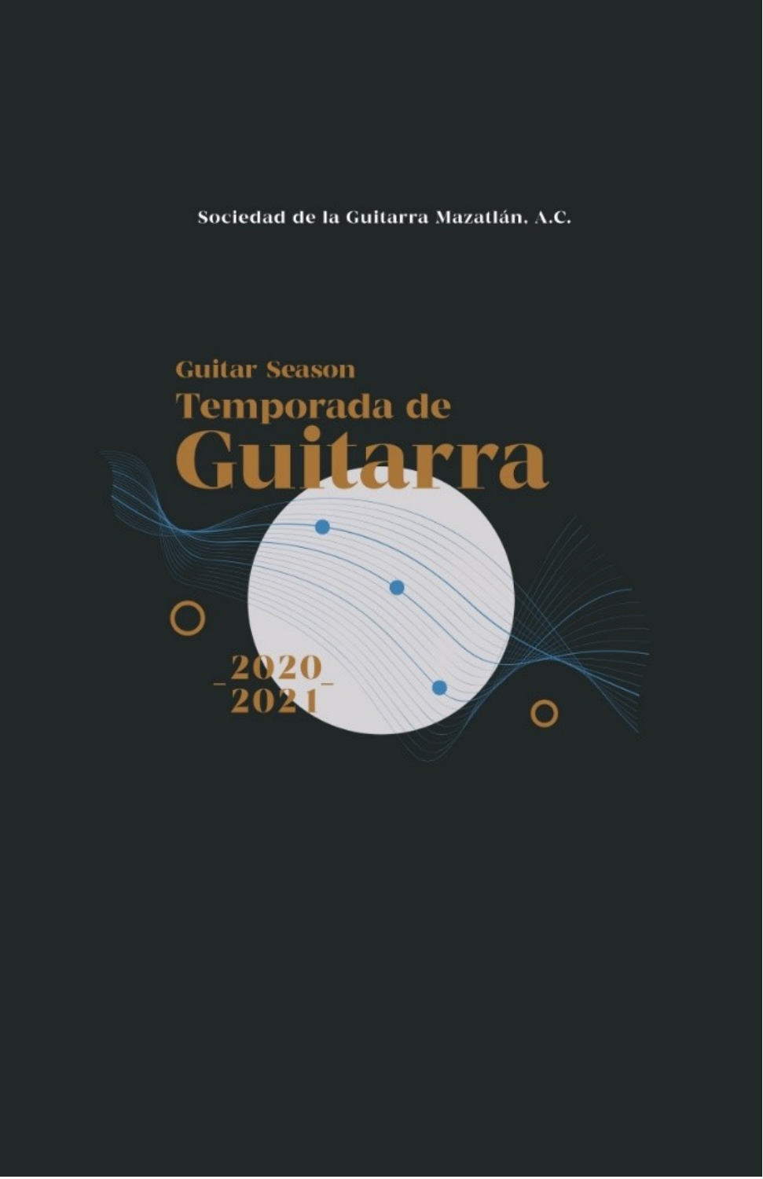Sociedad de la Guitarra Mazatlán. A.C.

## Guitar Season

# Temporada de Guitarra

2020

2021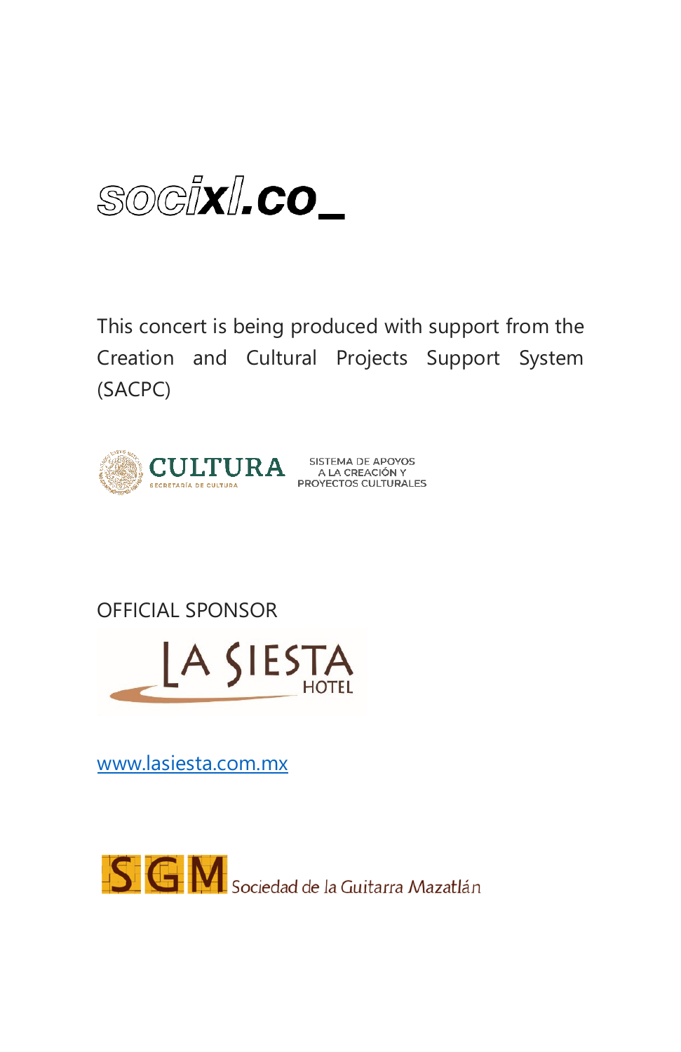socixl.co_

This concert is being produced with support from the Creation and Cultural Projects Support System (SACPC)

CULTURA
SECRETARÍA DE CULTURA

SISTEMA DE APOYOS A LA CREACIÓN Y PROYECTOS CULTURALES

OFFICIAL SPONSOR

LA SIESTA HOTEL

[www.lasiesta.com.mx](http://www.lasiesta.com.mx)

SGM Sociedad de la Guitarra Mazatlán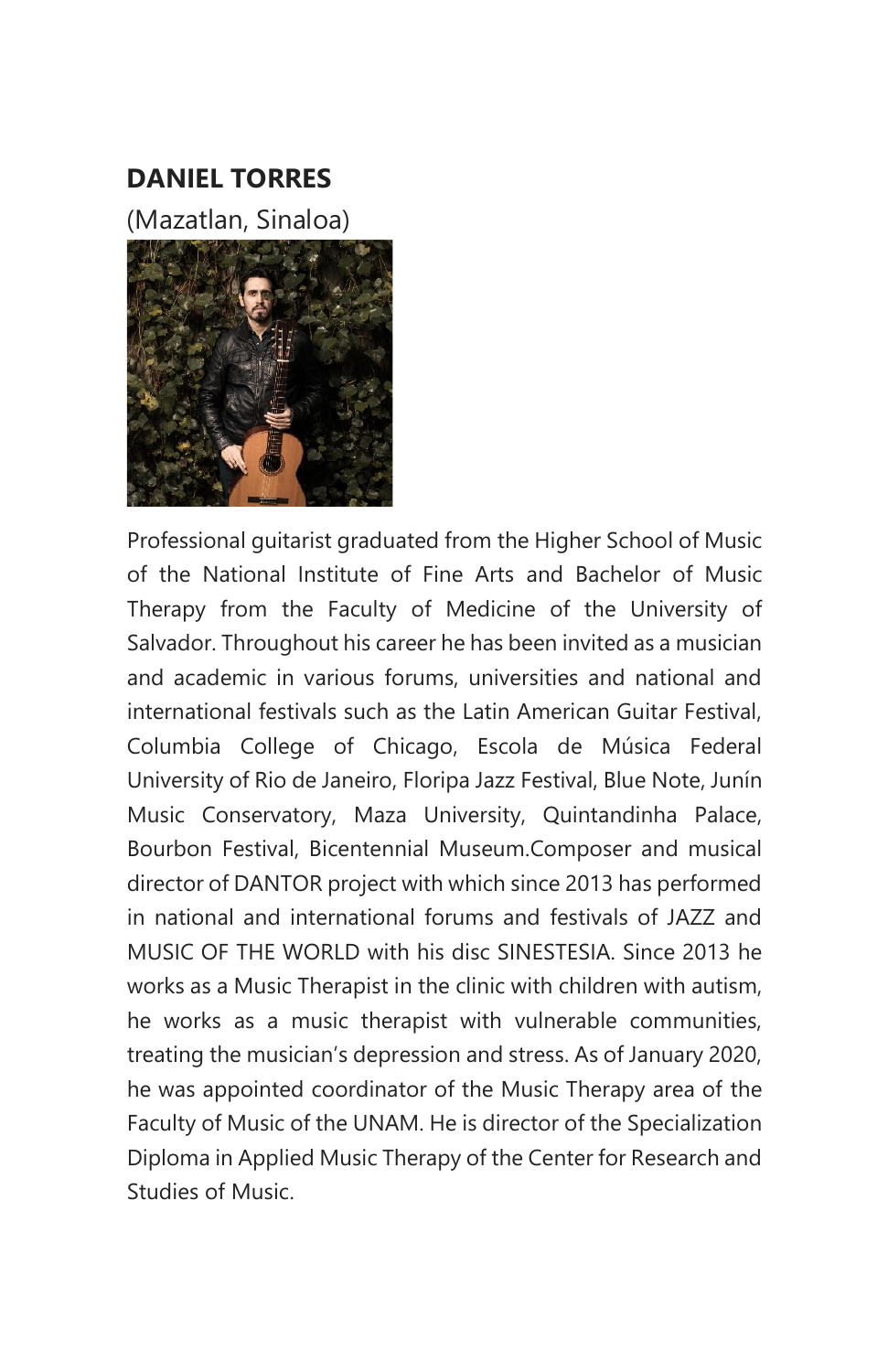**DANIEL TORRES**

(Mazatlan, Sinaloa)

Professional guitarist graduated from the Higher School of Music of the National Institute of Fine Arts and Bachelor of Music Therapy from the Faculty of Medicine of the University of Salvador. Throughout his career he has been invited as a musician and academic in various forums, universities and national and international festivals such as the Latin American Guitar Festival, Columbia College of Chicago, Escola de Música Federal University of Rio de Janeiro, Floripa Jazz Festival, Blue Note, Junín Music Conservatory, Maza University, Quintandinha Palace, Bourbon Festival, Bicentennial Museum.Composer and musical director of DANTOR project with which since 2013 has performed in national and international forums and festivals of JAZZ and MUSIC OF THE WORLD with his disc SINESTESIA. Since 2013 he works as a Music Therapist in the clinic with children with autism, he works as a music therapist with vulnerable communities, treating the musician's depression and stress. As of January 2020, he was appointed coordinator of the Music Therapy area of the Faculty of Music of the UNAM. He is director of the Specialization Diploma in Applied Music Therapy of the Center for Research and Studies of Music.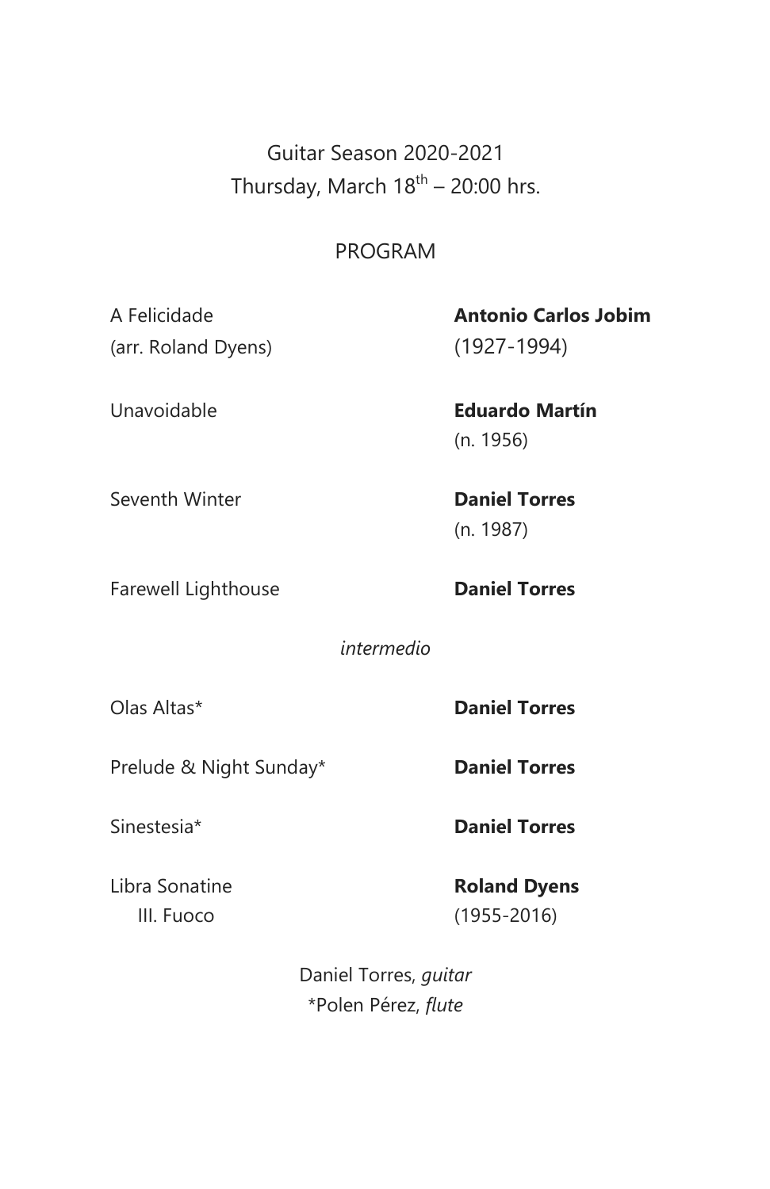Guitar Season 2020-2021

Thursday, March 18th – 20:00 hrs.

## PROGRAM

| | |
|---|---|
| A Felicidade<br>(arr. Roland Dyens) | **Antonio Carlos Jobim**<br>(1927-1994) |
| Unavoidable | **Eduardo Martín**<br>(n. 1956) |
| Seventh Winter | **Daniel Torres**<br>(n. 1987) |
| Farewell Lighthouse | **Daniel Torres** |

*intermedio*

| | |
|---|---|
| Olas Altas* | **Daniel Torres** |
| Prelude & Night Sunday* | **Daniel Torres** |
| Sinestesia* | **Daniel Torres** |
| Libra Sonatine<br>III. Fuoco | **Roland Dyens**<br>(1955-2016) |

Daniel Torres, *guitar*

*Polen Pérez, *flute*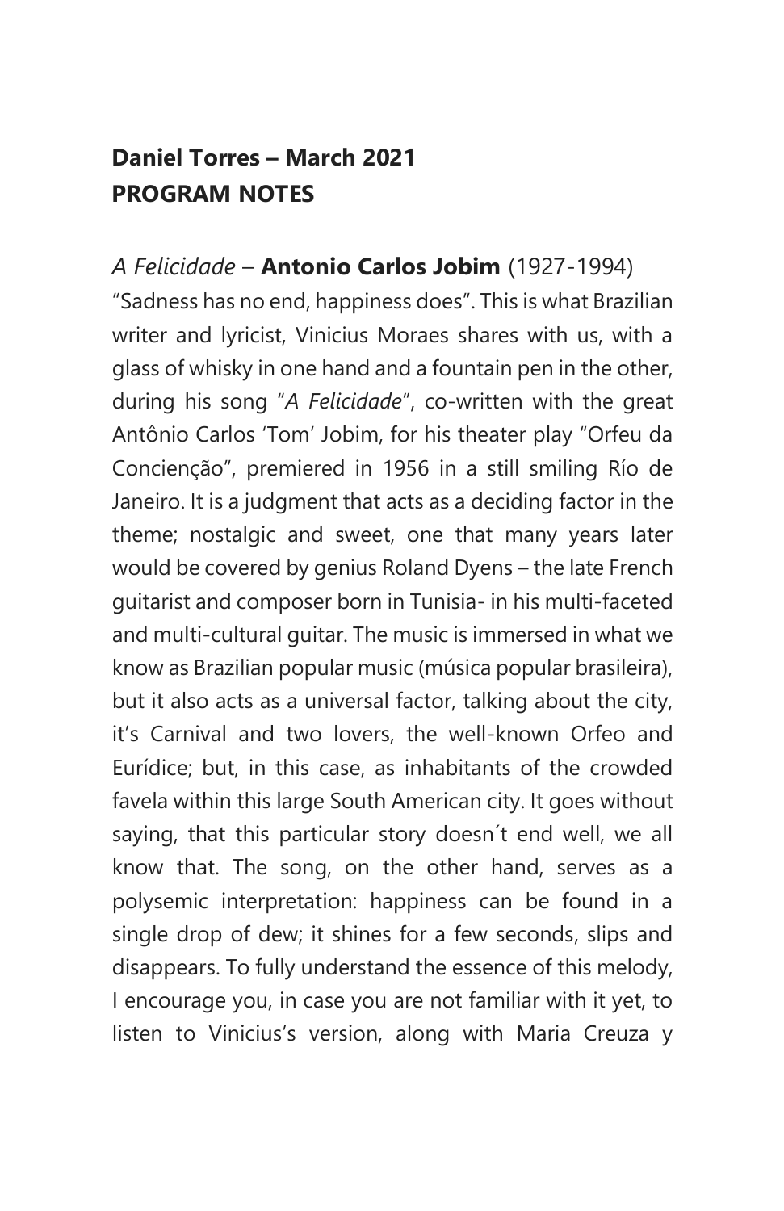**Daniel Torres – March 2021**
**PROGRAM NOTES**

*A Felicidade* – **Antonio Carlos Jobim** (1927-1994)

"Sadness has no end, happiness does". This is what Brazilian writer and lyricist, Vinicius Moraes shares with us, with a glass of whisky in one hand and a fountain pen in the other, during his song "*A Felicidade*", co-written with the great Antônio Carlos 'Tom' Jobim, for his theater play "Orfeu da Concienção", premiered in 1956 in a still smiling Río de Janeiro. It is a judgment that acts as a deciding factor in the theme; nostalgic and sweet, one that many years later would be covered by genius Roland Dyens – the late French guitarist and composer born in Tunisia- in his multi-faceted and multi-cultural guitar. The music is immersed in what we know as Brazilian popular music (música popular brasileira), but it also acts as a universal factor, talking about the city, it's Carnival and two lovers, the well-known Orfeo and Eurídice; but, in this case, as inhabitants of the crowded favela within this large South American city. It goes without saying, that this particular story doesn´t end well, we all know that. The song, on the other hand, serves as a polysemic interpretation: happiness can be found in a single drop of dew; it shines for a few seconds, slips and disappears. To fully understand the essence of this melody, I encourage you, in case you are not familiar with it yet, to listen to Vinicius's version, along with Maria Creuza y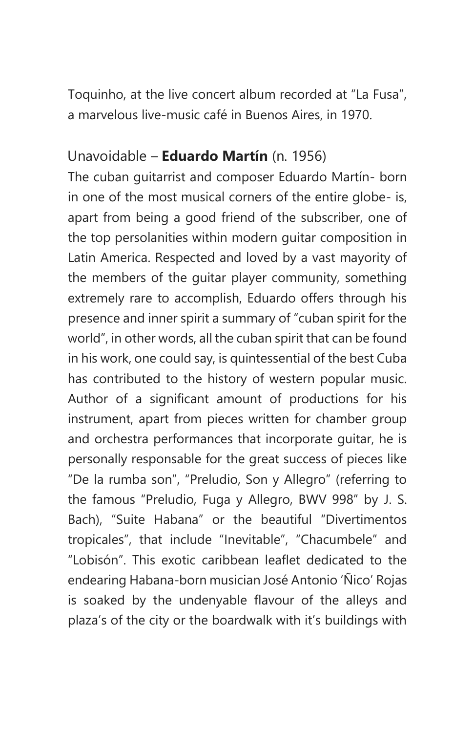Toquinho, at the live concert album recorded at "La Fusa", a marvelous live-music café in Buenos Aires, in 1970.

Unavoidable – **Eduardo Martín** (n. 1956)

The cuban guitarrist and composer Eduardo Martín- born in one of the most musical corners of the entire globe- is, apart from being a good friend of the subscriber, one of the top persolanities within modern guitar composition in Latin America. Respected and loved by a vast mayority of the members of the guitar player community, something extremely rare to accomplish, Eduardo offers through his presence and inner spirit a summary of "cuban spirit for the world", in other words, all the cuban spirit that can be found in his work, one could say, is quintessential of the best Cuba has contributed to the history of western popular music. Author of a significant amount of productions for his instrument, apart from pieces written for chamber group and orchestra performances that incorporate guitar, he is personally responsable for the great success of pieces like "De la rumba son", "Preludio, Son y Allegro" (referring to the famous "Preludio, Fuga y Allegro, BWV 998" by J. S. Bach), "Suite Habana" or the beautiful "Divertimentos tropicales", that include "Inevitable", "Chacumbele" and "Lobisón". This exotic caribbean leaflet dedicated to the endearing Habana-born musician José Antonio 'Ñico' Rojas is soaked by the undenyable flavour of the alleys and plaza's of the city or the boardwalk with it's buildings with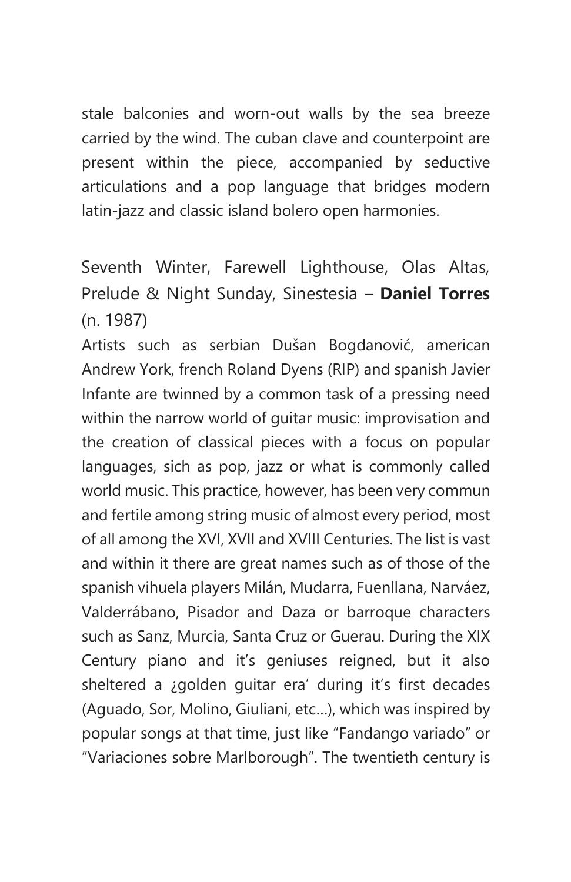stale balconies and worn-out walls by the sea breeze carried by the wind. The cuban clave and counterpoint are present within the piece, accompanied by seductive articulations and a pop language that bridges modern latin-jazz and classic island bolero open harmonies.

## Seventh Winter, Farewell Lighthouse, Olas Altas, Prelude & Night Sunday, Sinestesia – **Daniel Torres** (n. 1987)

Artists such as serbian Dušan Bogdanović, american Andrew York, french Roland Dyens (RIP) and spanish Javier Infante are twinned by a common task of a pressing need within the narrow world of guitar music: improvisation and the creation of classical pieces with a focus on popular languages, sich as pop, jazz or what is commonly called world music. This practice, however, has been very commun and fertile among string music of almost every period, most of all among the XVI, XVII and XVIII Centuries. The list is vast and within it there are great names such as of those of the spanish vihuela players Milán, Mudarra, Fuenllana, Narváez, Valderrábano, Pisador and Daza or barroque characters such as Sanz, Murcia, Santa Cruz or Guerau. During the XIX Century piano and it's geniuses reigned, but it also sheltered a ¿golden guitar era' during it's first decades (Aguado, Sor, Molino, Giuliani, etc...), which was inspired by popular songs at that time, just like "Fandango variado" or "Variaciones sobre Marlborough". The twentieth century is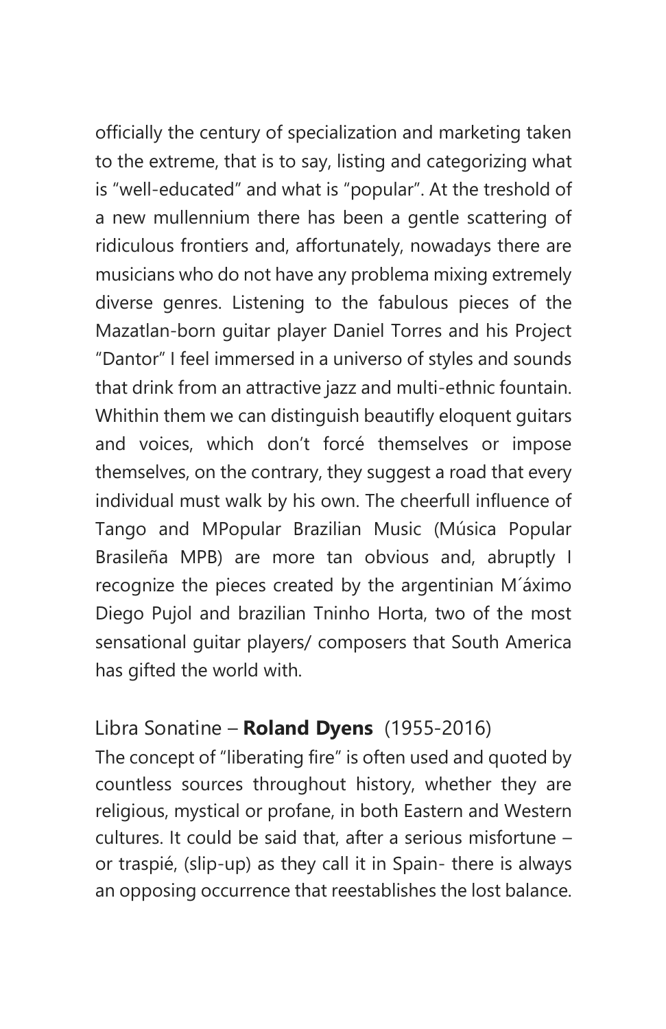officially the century of specialization and marketing taken to the extreme, that is to say, listing and categorizing what is "well-educated" and what is "popular". At the treshold of a new mullennium there has been a gentle scattering of ridiculous frontiers and, affortunately, nowadays there are musicians who do not have any problema mixing extremely diverse genres. Listening to the fabulous pieces of the Mazatlan-born guitar player Daniel Torres and his Project "Dantor" I feel immersed in a universo of styles and sounds that drink from an attractive jazz and multi-ethnic fountain. Whithin them we can distinguish beautifly eloquent guitars and voices, which don't forcé themselves or impose themselves, on the contrary, they suggest a road that every individual must walk by his own. The cheerfull influence of Tango and MPopular Brazilian Music (Música Popular Brasileña MPB) are more tan obvious and, abruptly I recognize the pieces created by the argentinian M´áximo Diego Pujol and brazilian Tninho Horta, two of the most sensational guitar players/ composers that South America has gifted the world with.

## Libra Sonatine – **Roland Dyens** (1955-2016)

The concept of "liberating fire" is often used and quoted by countless sources throughout history, whether they are religious, mystical or profane, in both Eastern and Western cultures. It could be said that, after a serious misfortune – or traspié, (slip-up) as they call it in Spain- there is always an opposing occurrence that reestablishes the lost balance.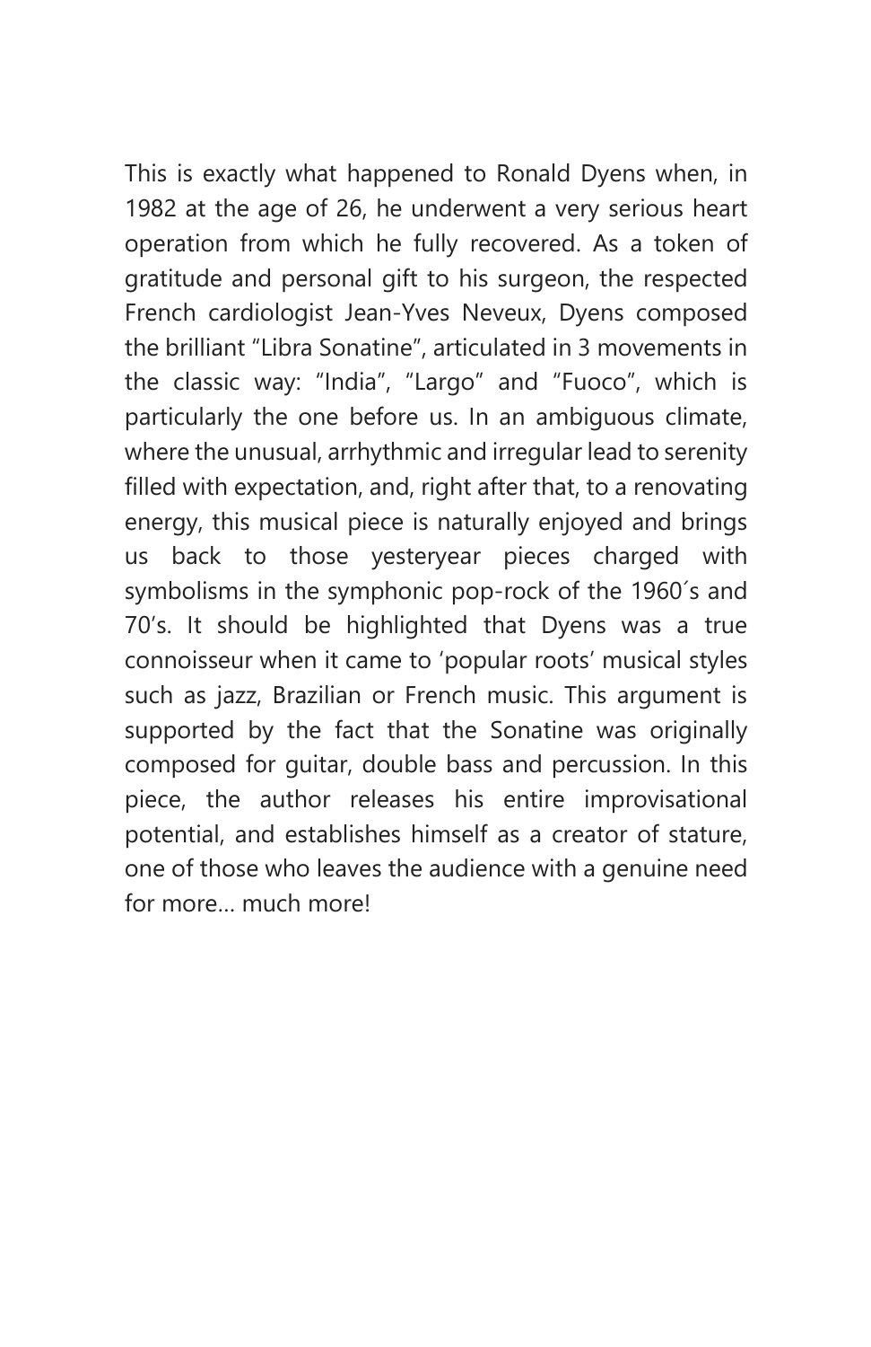This is exactly what happened to Ronald Dyens when, in 1982 at the age of 26, he underwent a very serious heart operation from which he fully recovered. As a token of gratitude and personal gift to his surgeon, the respected French cardiologist Jean-Yves Neveux, Dyens composed the brilliant "Libra Sonatine", articulated in 3 movements in the classic way: "India", "Largo" and "Fuoco", which is particularly the one before us. In an ambiguous climate, where the unusual, arrhythmic and irregular lead to serenity filled with expectation, and, right after that, to a renovating energy, this musical piece is naturally enjoyed and brings us back to those yesteryear pieces charged with symbolisms in the symphonic pop-rock of the 1960´s and 70's. It should be highlighted that Dyens was a true connoisseur when it came to 'popular roots' musical styles such as jazz, Brazilian or French music. This argument is supported by the fact that the Sonatine was originally composed for guitar, double bass and percussion. In this piece, the author releases his entire improvisational potential, and establishes himself as a creator of stature, one of those who leaves the audience with a genuine need for more… much more!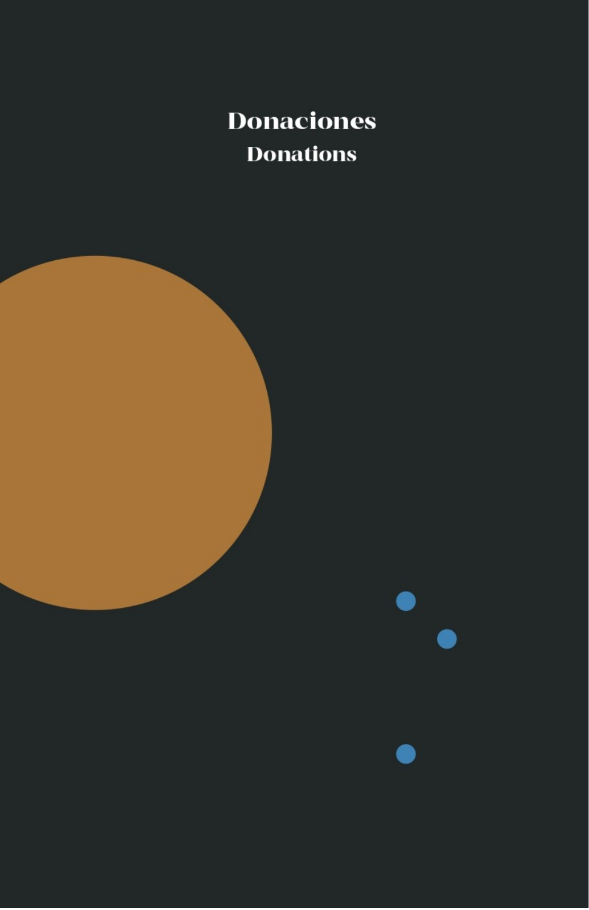# Donaciones

## Donations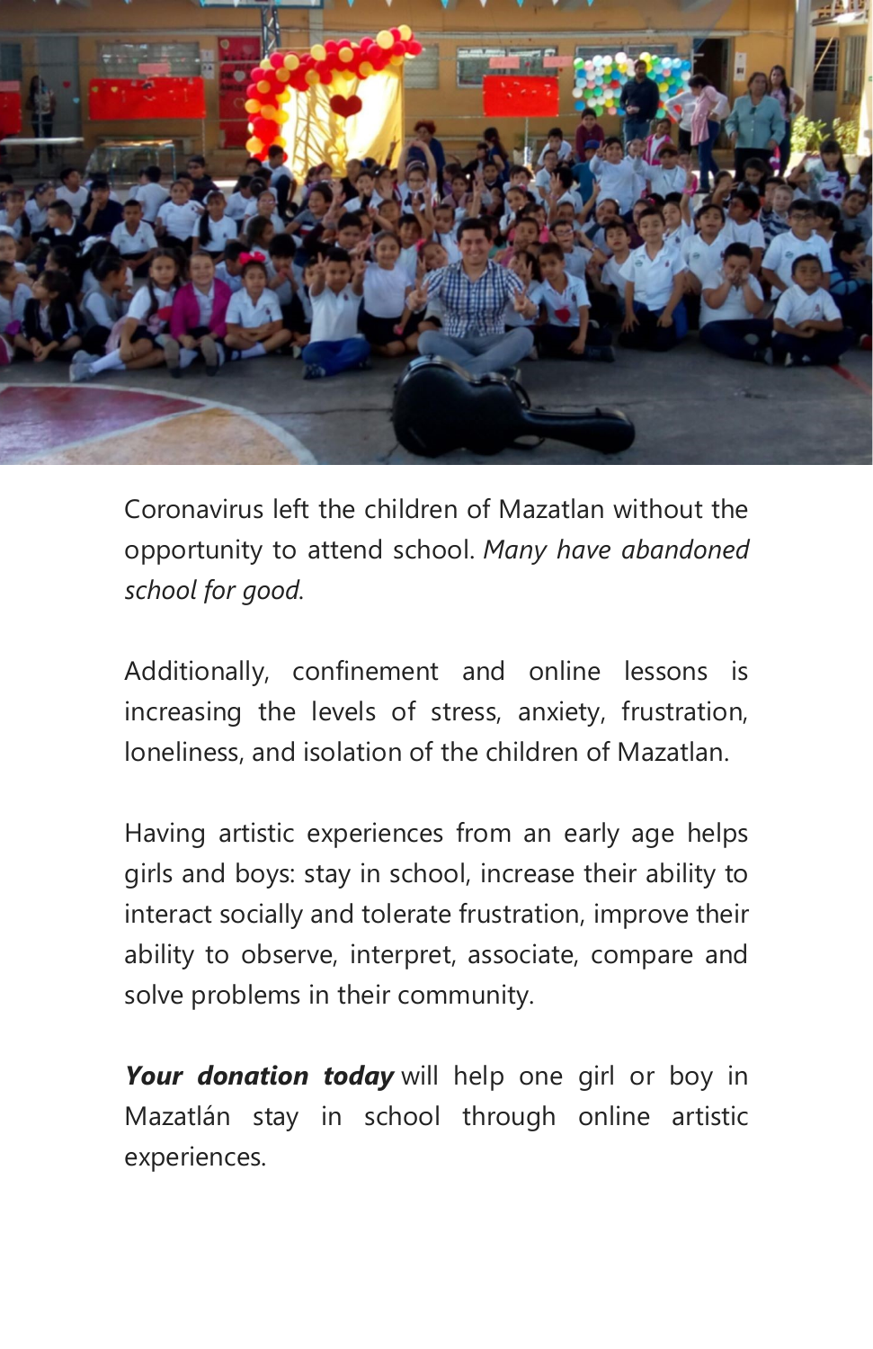Coronavirus left the children of Mazatlan without the opportunity to attend school. *Many have abandoned school for good.*

Additionally, confinement and online lessons is increasing the levels of stress, anxiety, frustration, loneliness, and isolation of the children of Mazatlan.

Having artistic experiences from an early age helps girls and boys: stay in school, increase their ability to interact socially and tolerate frustration, improve their ability to observe, interpret, associate, compare and solve problems in their community.

***Your donation today*** will help one girl or boy in Mazatlán stay in school through online artistic experiences.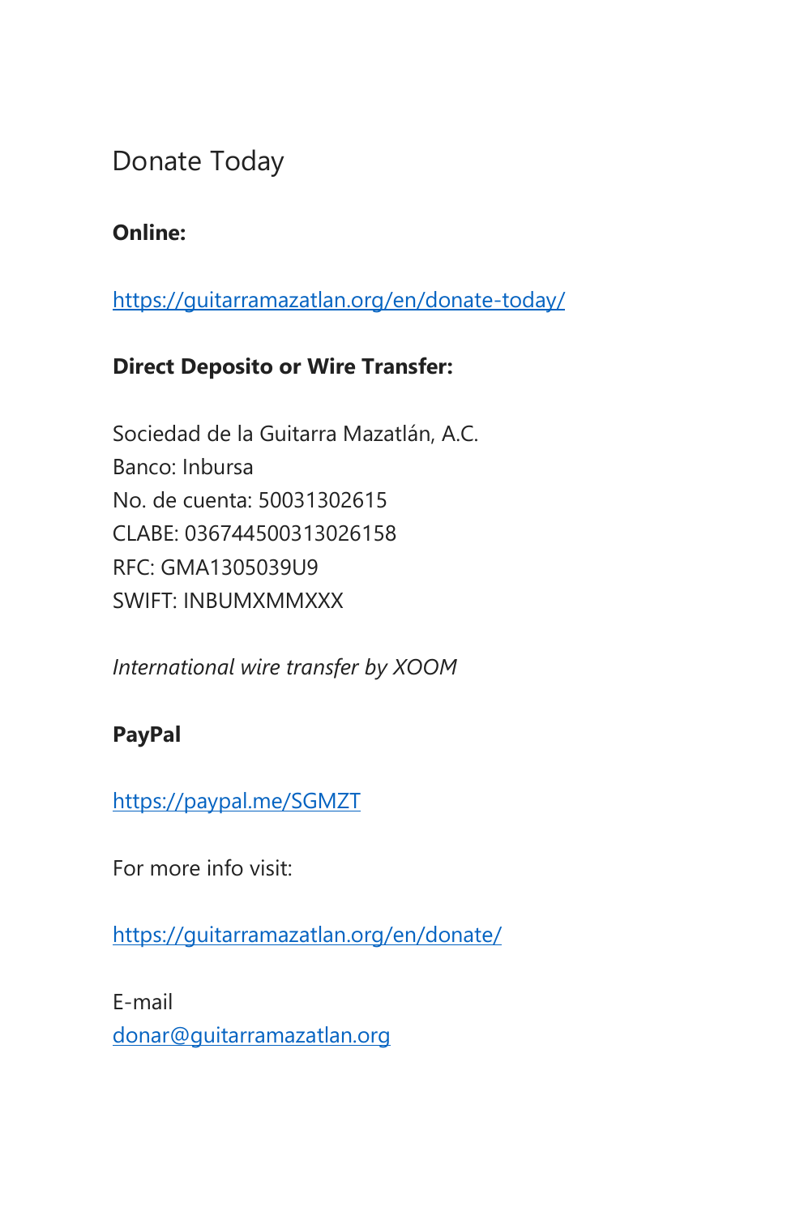# Donate Today

**Online:**

https://guitarramazatlan.org/en/donate-today/

**Direct Deposito or Wire Transfer:**

Sociedad de la Guitarra Mazatlán, A.C.
Banco: Inbursa
No. de cuenta: 50031302615
CLABE: 036744500313026158
RFC: GMA1305039U9
SWIFT: INBUMXMMXXX

*International wire transfer by XOOM*

**PayPal**

https://paypal.me/SGMZT

For more info visit:

https://guitarramazatlan.org/en/donate/

E-mail
donar@guitarramazatlan.org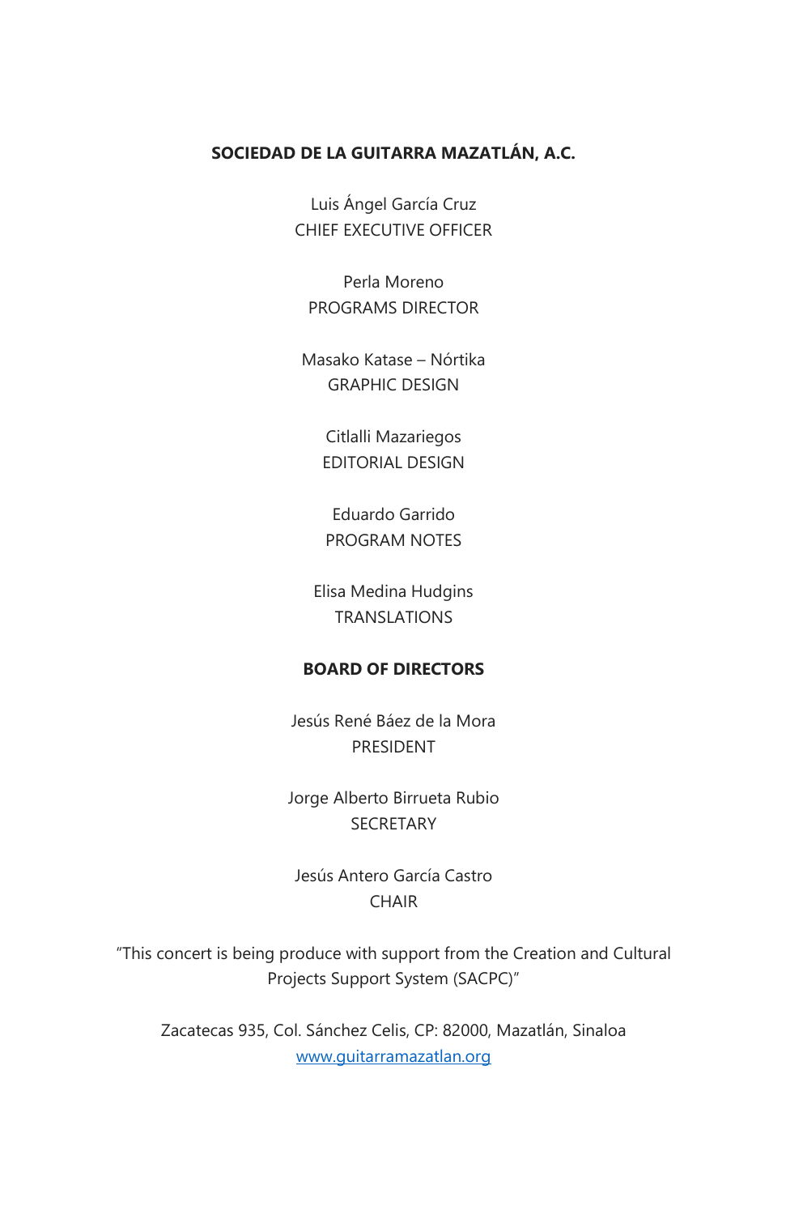**SOCIEDAD DE LA GUITARRA MAZATLÁN, A.C.**

Luis Ángel García Cruz
CHIEF EXECUTIVE OFFICER

Perla Moreno
PROGRAMS DIRECTOR

Masako Katase – Nórtika
GRAPHIC DESIGN

Citlalli Mazariegos
EDITORIAL DESIGN

Eduardo Garrido
PROGRAM NOTES

Elisa Medina Hudgins
TRANSLATIONS

**BOARD OF DIRECTORS**

Jesús René Báez de la Mora
PRESIDENT

Jorge Alberto Birrueta Rubio
SECRETARY

Jesús Antero García Castro
CHAIR

"This concert is being produce with support from the Creation and Cultural Projects Support System (SACPC)"

Zacatecas 935, Col. Sánchez Celis, CP: 82000, Mazatlán, Sinaloa
[www.guitarramazatlan.org](http://www.guitarramazatlan.org)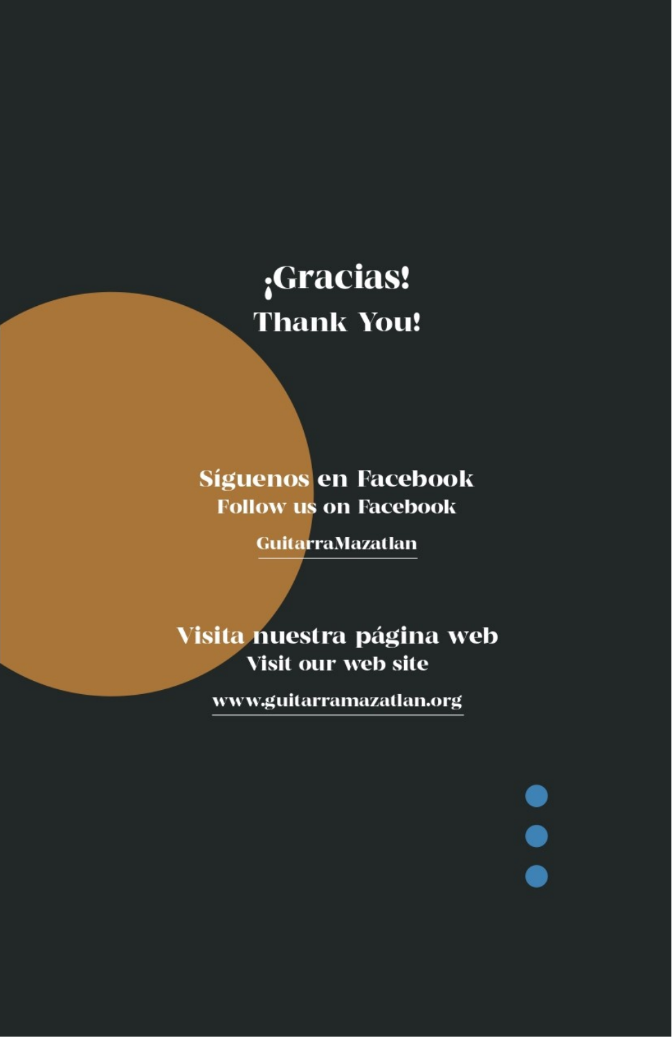# ¡Gracias!

## Thank You!

**Síguenos en Facebook**
**Follow us on Facebook**

GuitarraMazatlan

**Visita nuestra página web**
**Visit our web site**

www.guitarramazatlan.org